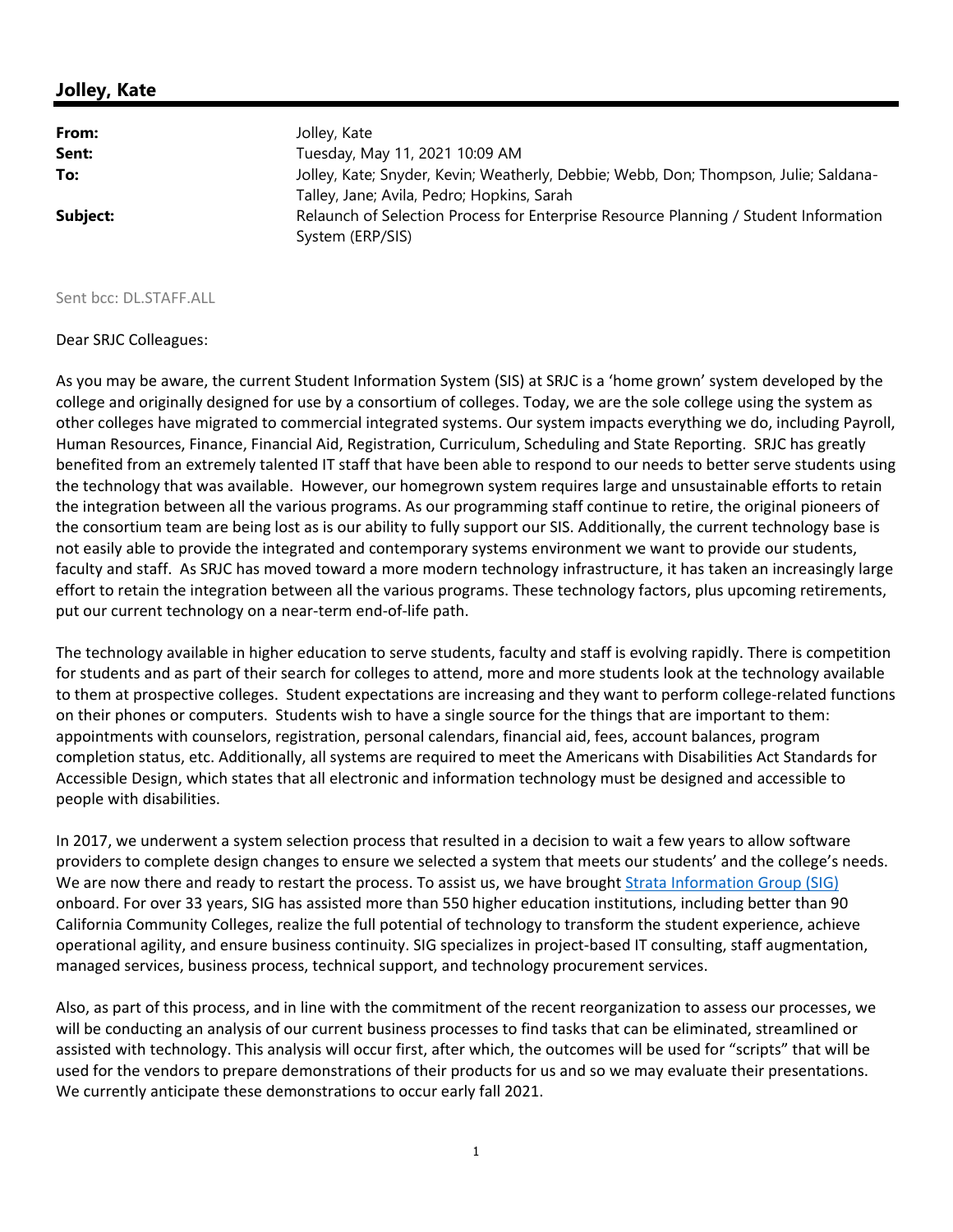## Jolley, Kate

| | |
|---|---|
| **From:** | Jolley, Kate |
| **Sent:** | Tuesday, May 11, 2021 10:09 AM |
| **To:** | Jolley, Kate; Snyder, Kevin; Weatherly, Debbie; Webb, Don; Thompson, Julie; Saldana-Talley, Jane; Avila, Pedro; Hopkins, Sarah |
| **Subject:** | Relaunch of Selection Process for Enterprise Resource Planning / Student Information System (ERP/SIS) |

Sent bcc: DL.STAFF.ALL

Dear SRJC Colleagues:

As you may be aware, the current Student Information System (SIS) at SRJC is a 'home grown' system developed by the college and originally designed for use by a consortium of colleges. Today, we are the sole college using the system as other colleges have migrated to commercial integrated systems. Our system impacts everything we do, including Payroll, Human Resources, Finance, Financial Aid, Registration, Curriculum, Scheduling and State Reporting. SRJC has greatly benefited from an extremely talented IT staff that have been able to respond to our needs to better serve students using the technology that was available. However, our homegrown system requires large and unsustainable efforts to retain the integration between all the various programs. As our programming staff continue to retire, the original pioneers of the consortium team are being lost as is our ability to fully support our SIS. Additionally, the current technology base is not easily able to provide the integrated and contemporary systems environment we want to provide our students, faculty and staff. As SRJC has moved toward a more modern technology infrastructure, it has taken an increasingly large effort to retain the integration between all the various programs. These technology factors, plus upcoming retirements, put our current technology on a near-term end-of-life path.

The technology available in higher education to serve students, faculty and staff is evolving rapidly. There is competition for students and as part of their search for colleges to attend, more and more students look at the technology available to them at prospective colleges. Student expectations are increasing and they want to perform college-related functions on their phones or computers. Students wish to have a single source for the things that are important to them: appointments with counselors, registration, personal calendars, financial aid, fees, account balances, program completion status, etc. Additionally, all systems are required to meet the Americans with Disabilities Act Standards for Accessible Design, which states that all electronic and information technology must be designed and accessible to people with disabilities.

In 2017, we underwent a system selection process that resulted in a decision to wait a few years to allow software providers to complete design changes to ensure we selected a system that meets our students' and the college's needs. We are now there and ready to restart the process. To assist us, we have brought Strata Information Group (SIG) onboard. For over 33 years, SIG has assisted more than 550 higher education institutions, including better than 90 California Community Colleges, realize the full potential of technology to transform the student experience, achieve operational agility, and ensure business continuity. SIG specializes in project-based IT consulting, staff augmentation, managed services, business process, technical support, and technology procurement services.

Also, as part of this process, and in line with the commitment of the recent reorganization to assess our processes, we will be conducting an analysis of our current business processes to find tasks that can be eliminated, streamlined or assisted with technology. This analysis will occur first, after which, the outcomes will be used for "scripts" that will be used for the vendors to prepare demonstrations of their products for us and so we may evaluate their presentations. We currently anticipate these demonstrations to occur early fall 2021.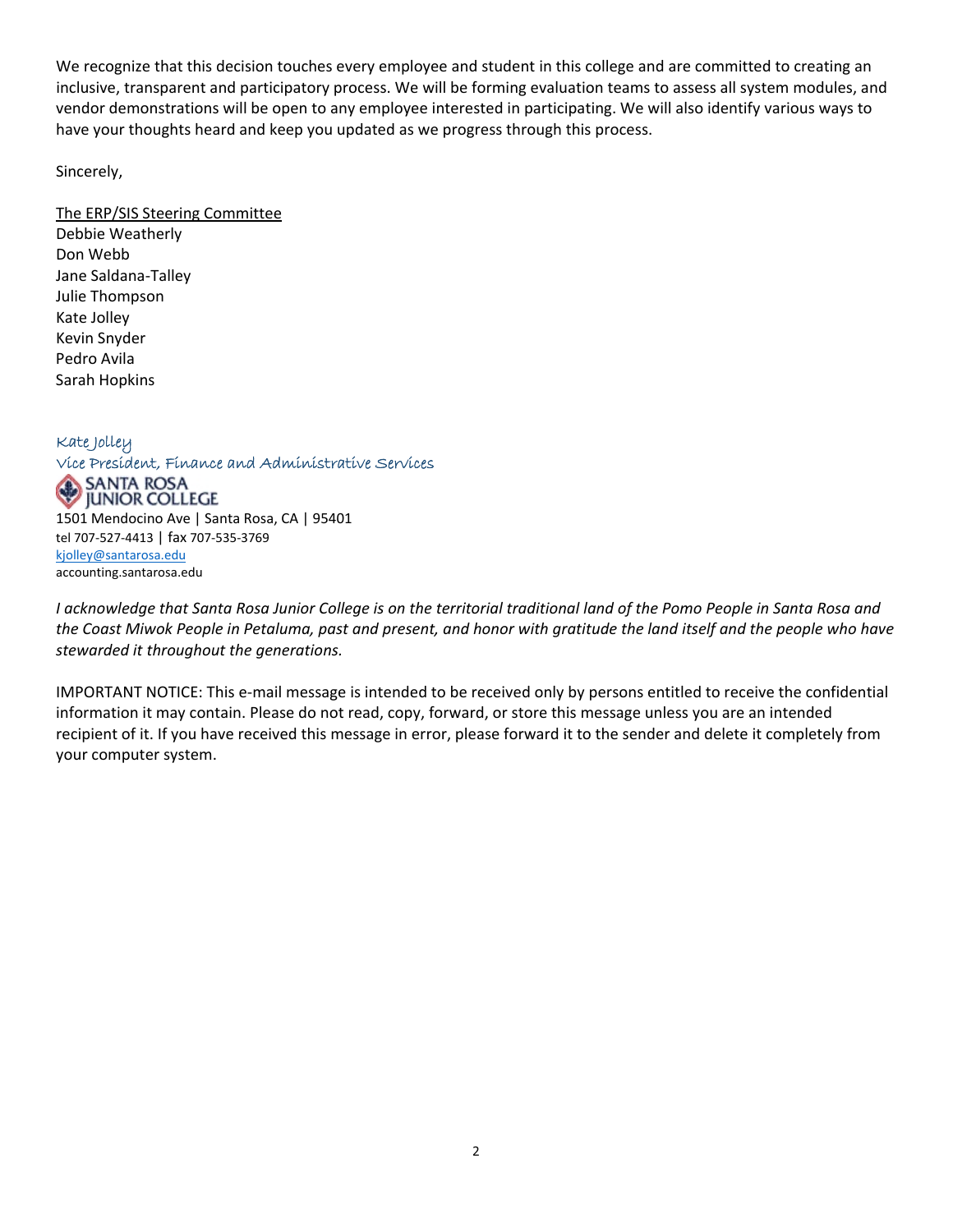We recognize that this decision touches every employee and student in this college and are committed to creating an inclusive, transparent and participatory process. We will be forming evaluation teams to assess all system modules, and vendor demonstrations will be open to any employee interested in participating. We will also identify various ways to have your thoughts heard and keep you updated as we progress through this process.

Sincerely,

The ERP/SIS Steering Committee
Debbie Weatherly
Don Webb
Jane Saldana-Talley
Julie Thompson
Kate Jolley
Kevin Snyder
Pedro Avila
Sarah Hopkins

Kate Jolley
Vice President, Finance and Administrative Services
SANTA ROSA JUNIOR COLLEGE
1501 Mendocino Ave | Santa Rosa, CA | 95401
tel 707-527-4413 | fax 707-535-3769
kjolley@santarosa.edu
accounting.santarosa.edu

*I acknowledge that Santa Rosa Junior College is on the territorial traditional land of the Pomo People in Santa Rosa and the Coast Miwok People in Petaluma, past and present, and honor with gratitude the land itself and the people who have stewarded it throughout the generations.*

IMPORTANT NOTICE: This e-mail message is intended to be received only by persons entitled to receive the confidential information it may contain. Please do not read, copy, forward, or store this message unless you are an intended recipient of it. If you have received this message in error, please forward it to the sender and delete it completely from your computer system.